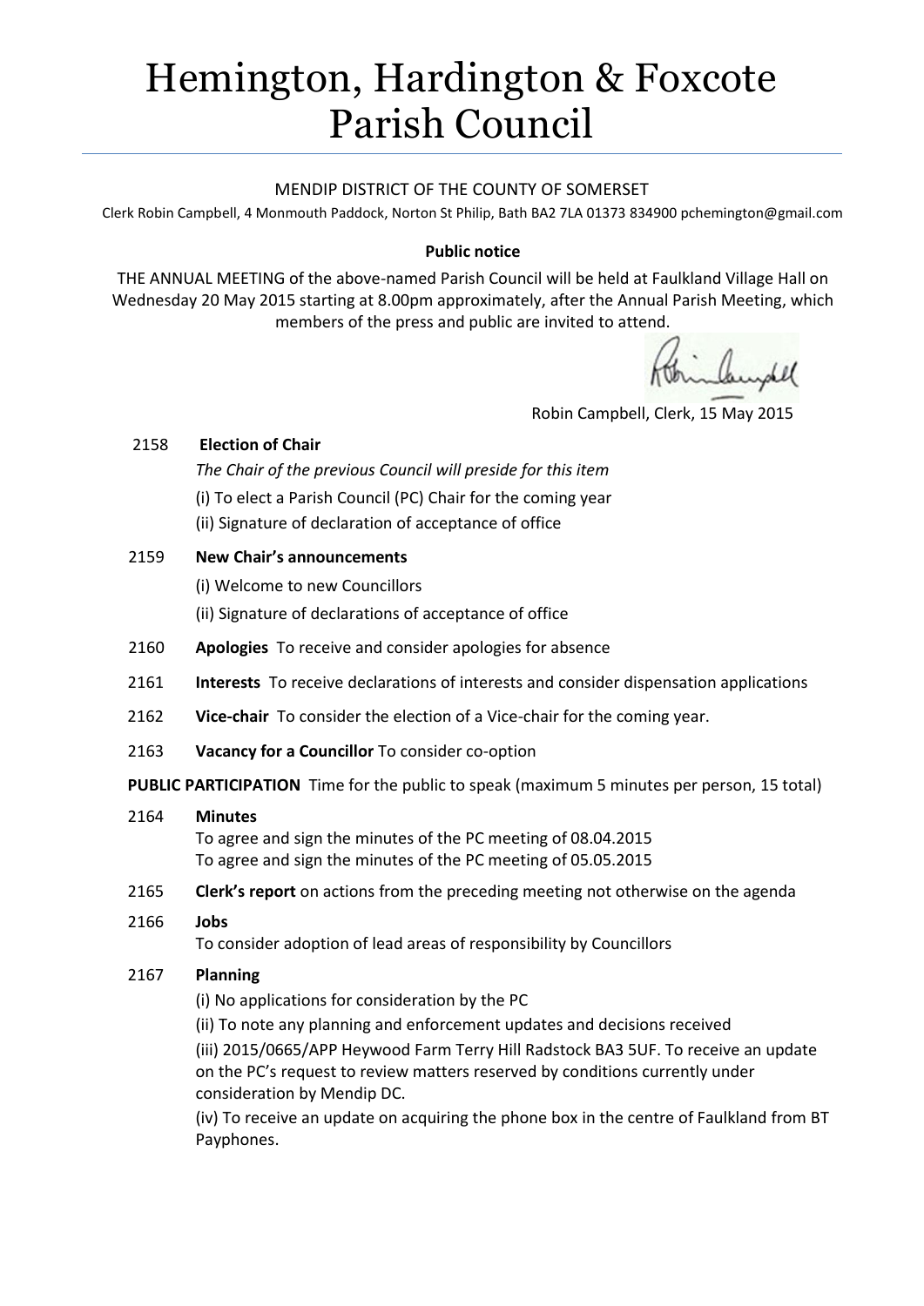# Hemington, Hardington & Foxcote Parish Council

MENDIP DISTRICT OF THE COUNTY OF SOMERSET

Clerk Robin Campbell, 4 Monmouth Paddock, Norton St Philip, Bath BA2 7LA 01373 834900 pchemington@gmail.com

**Public notice**

THE ANNUAL MEETING of the above-named Parish Council will be held at Faulkland Village Hall on Wednesday 20 May 2015 starting at 8.00pm approximately, after the Annual Parish Meeting, which members of the press and public are invited to attend.

Robin Campbell, Clerk, 15 May 2015

2158 **Election of Chair**

*The Chair of the previous Council will preside for this item*

(i) To elect a Parish Council (PC) Chair for the coming year

(ii) Signature of declaration of acceptance of office

2159 **New Chair's announcements**

(i) Welcome to new Councillors

(ii) Signature of declarations of acceptance of office

2160 **Apologies** To receive and consider apologies for absence

2161 **Interests** To receive declarations of interests and consider dispensation applications

2162 **Vice-chair** To consider the election of a Vice-chair for the coming year.

2163 **Vacancy for a Councillor** To consider co-option

**PUBLIC PARTICIPATION** Time for the public to speak (maximum 5 minutes per person, 15 total)

2164 **Minutes**

To agree and sign the minutes of the PC meeting of 08.04.2015

To agree and sign the minutes of the PC meeting of 05.05.2015

2165 **Clerk's report** on actions from the preceding meeting not otherwise on the agenda

2166 **Jobs**

To consider adoption of lead areas of responsibility by Councillors

2167 **Planning**

(i) No applications for consideration by the PC

(ii) To note any planning and enforcement updates and decisions received

(iii) 2015/0665/APP Heywood Farm Terry Hill Radstock BA3 5UF. To receive an update on the PC's request to review matters reserved by conditions currently under consideration by Mendip DC.

(iv) To receive an update on acquiring the phone box in the centre of Faulkland from BT Payphones.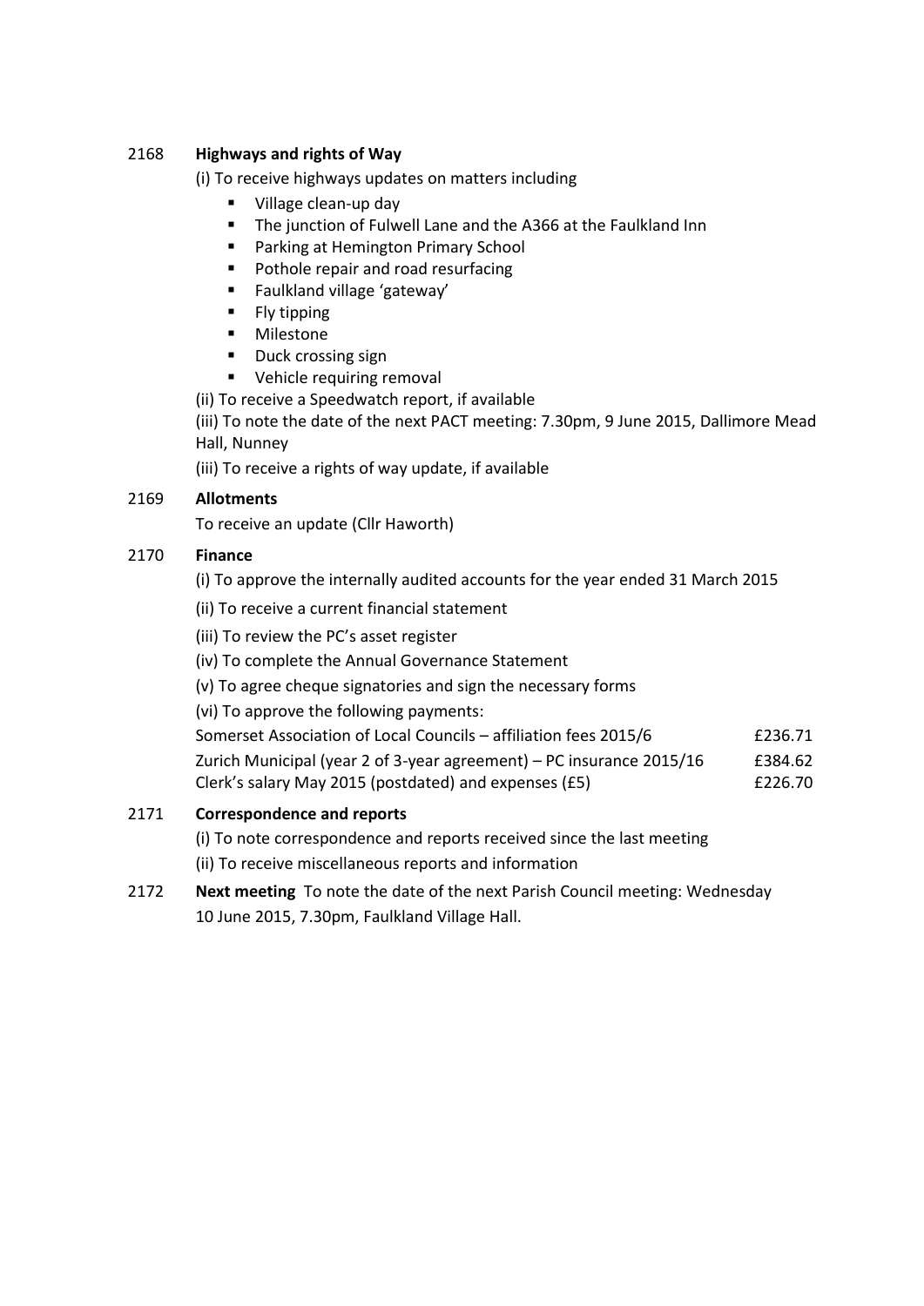2168 **Highways and rights of Way**

(i) To receive highways updates on matters including

- Village clean-up day
- The junction of Fulwell Lane and the A366 at the Faulkland Inn
- Parking at Hemington Primary School
- Pothole repair and road resurfacing
- Faulkland village 'gateway'
- Fly tipping
- Milestone
- Duck crossing sign
- Vehicle requiring removal

(ii) To receive a Speedwatch report, if available

(iii) To note the date of the next PACT meeting: 7.30pm, 9 June 2015, Dallimore Mead Hall, Nunney

(iii) To receive a rights of way update, if available

2169 **Allotments**

To receive an update (Cllr Haworth)

2170 **Finance**

(i) To approve the internally audited accounts for the year ended 31 March 2015

(ii) To receive a current financial statement

(iii) To review the PC's asset register

(iv) To complete the Annual Governance Statement

(v) To agree cheque signatories and sign the necessary forms

(vi) To approve the following payments:

| | |
|---|---|
| Somerset Association of Local Councils – affiliation fees 2015/6 | £236.71 |
| Zurich Municipal (year 2 of 3-year agreement) – PC insurance 2015/16 | £384.62 |
| Clerk's salary May 2015 (postdated) and expenses (£5) | £226.70 |

2171 **Correspondence and reports**

(i) To note correspondence and reports received since the last meeting

(ii) To receive miscellaneous reports and information

2172 **Next meeting** To note the date of the next Parish Council meeting: Wednesday 10 June 2015, 7.30pm, Faulkland Village Hall.